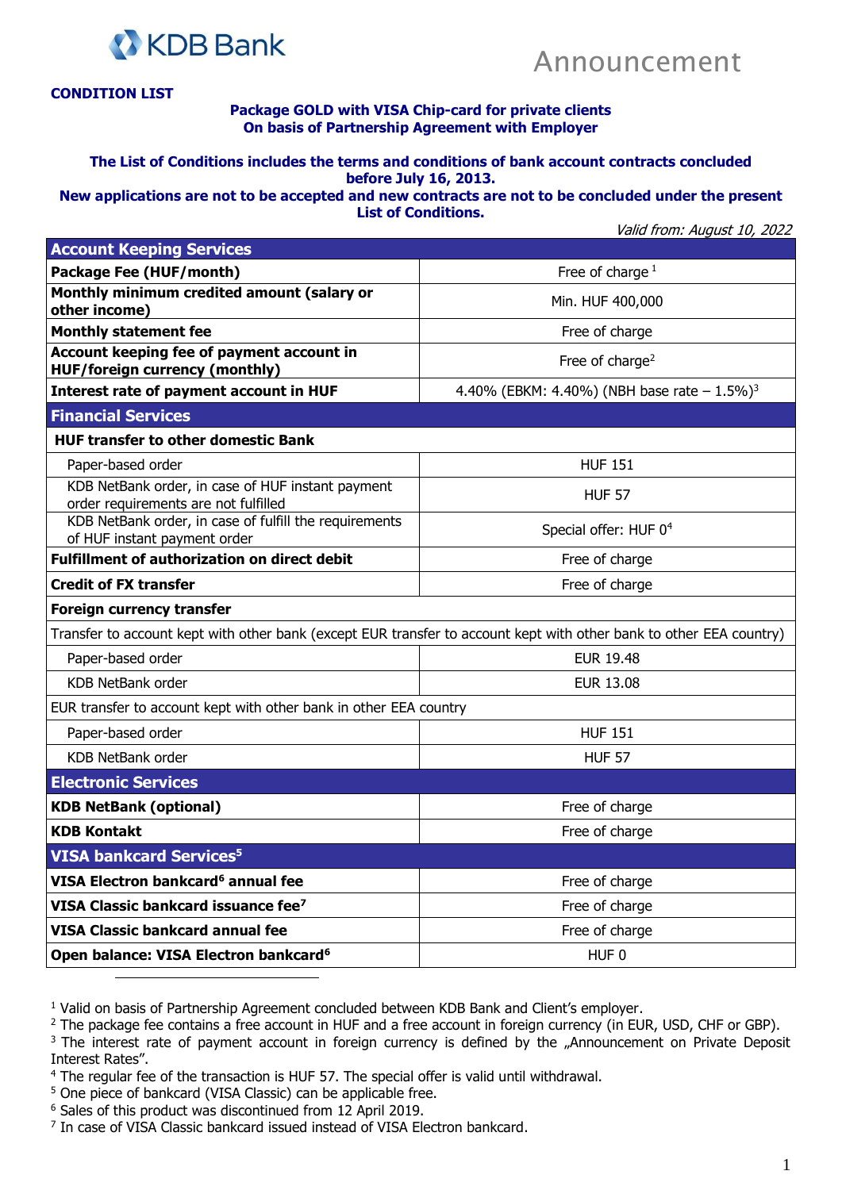KDB Bank

# Announcement

**CONDITION LIST**

**Package GOLD with VISA Chip-card for private clients**
**On basis of Partnership Agreement with Employer**

**The List of Conditions includes the terms and conditions of bank account contracts concluded before July 16, 2013.**
**New applications are not to be accepted and new contracts are not to be concluded under the present List of Conditions.**

*Valid from: August 10, 2022*

| **Account Keeping Services** | |
|---|---|
| **Package Fee (HUF/month)** | Free of charge [1] |
| **Monthly minimum credited amount (salary or other income)** | Min. HUF 400,000 |
| **Monthly statement fee** | Free of charge |
| **Account keeping fee of payment account in HUF/foreign currency (monthly)** | Free of charge[2] |
| **Interest rate of payment account in HUF** | 4.40% (EBKM: 4.40%) (NBH base rate – 1.5%)[3] |
| **Financial Services** | |
| **HUF transfer to other domestic Bank** | |
| Paper-based order | HUF 151 |
| KDB NetBank order, in case of HUF instant payment order requirements are not fulfilled | HUF 57 |
| KDB NetBank order, in case of fulfill the requirements of HUF instant payment order | Special offer: HUF 0[4] |
| **Fulfillment of authorization on direct debit** | Free of charge |
| **Credit of FX transfer** | Free of charge |
| **Foreign currency transfer** | |
| Transfer to account kept with other bank (except EUR transfer to account kept with other bank to other EEA country) | |
| Paper-based order | EUR 19.48 |
| KDB NetBank order | EUR 13.08 |
| EUR transfer to account kept with other bank in other EEA country | |
| Paper-based order | HUF 151 |
| KDB NetBank order | HUF 57 |
| **Electronic Services** | |
| **KDB NetBank (optional)** | Free of charge |
| **KDB Kontakt** | Free of charge |
| **VISA bankcard Services[5]** | |
| **VISA Electron bankcard[6] annual fee** | Free of charge |
| **VISA Classic bankcard issuance fee[7]** | Free of charge |
| **VISA Classic bankcard annual fee** | Free of charge |
| **Open balance: VISA Electron bankcard[6]** | HUF 0 |

[1] Valid on basis of Partnership Agreement concluded between KDB Bank and Client's employer.
[2] The package fee contains a free account in HUF and a free account in foreign currency (in EUR, USD, CHF or GBP).
[3] The interest rate of payment account in foreign currency is defined by the „Announcement on Private Deposit Interest Rates".
[4] The regular fee of the transaction is HUF 57. The special offer is valid until withdrawal.
[5] One piece of bankcard (VISA Classic) can be applicable free.
[6] Sales of this product was discontinued from 12 April 2019.
[7] In case of VISA Classic bankcard issued instead of VISA Electron bankcard.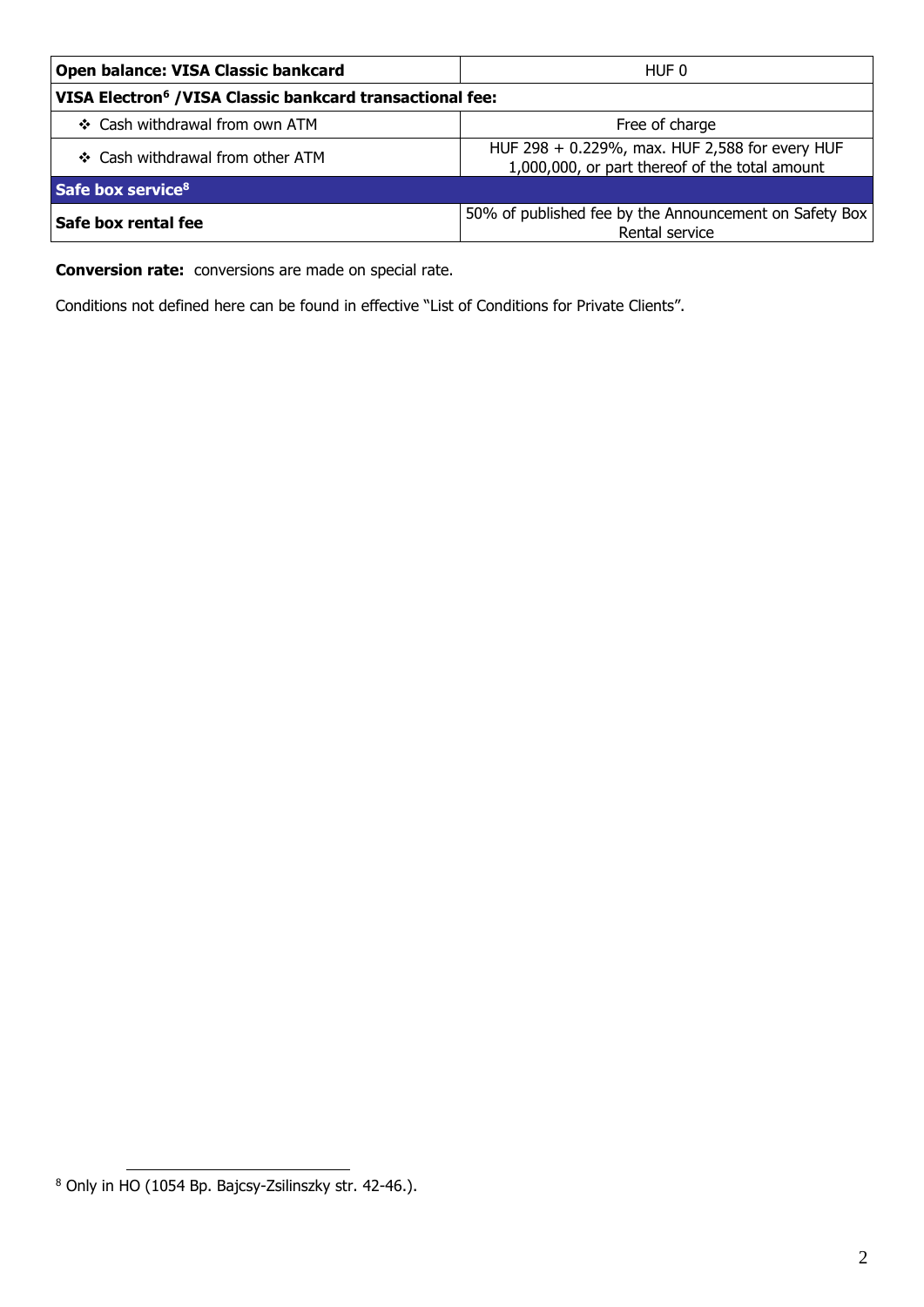| | |
|---|---|
| **Open balance: VISA Classic bankcard** | HUF 0 |
| **VISA Electron[6] /VISA Classic bankcard transactional fee:** | |
| ❖ Cash withdrawal from own ATM | Free of charge |
| ❖ Cash withdrawal from other ATM | HUF 298 + 0.229%, max. HUF 2,588 for every HUF 1,000,000, or part thereof of the total amount |
| **Safe box service[8]** | |
| **Safe box rental fee** | 50% of published fee by the Announcement on Safety Box Rental service |

**Conversion rate:** conversions are made on special rate.

Conditions not defined here can be found in effective "List of Conditions for Private Clients".

[8] Only in HO (1054 Bp. Bajcsy-Zsilinszky str. 42-46.).